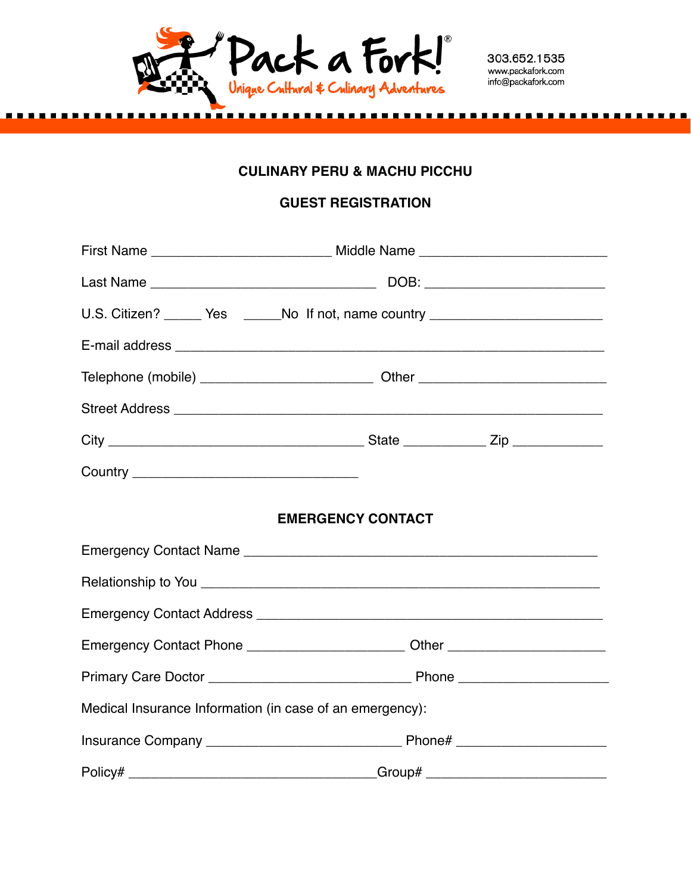Pack a Fork!®

Unique Cultural & Culinary Adventures

303.652.1535
www.packafork.com
info@packafork.com

## CULINARY PERU & MACHU PICCHU

## GUEST REGISTRATION

First Name ________________________ Middle Name ________________________

Last Name ______________________________ DOB: ________________________

U.S. Citizen? _____ Yes _____No If not, name country _______________________

E-mail address __________________________________________________________

Telephone (mobile) _______________________ Other _________________________

Street Address ___________________________________________________________

City __________________________________ State ___________ Zip ____________

Country ______________________________

## EMERGENCY CONTACT

Emergency Contact Name _______________________________________________

Relationship to You _____________________________________________________

Emergency Contact Address ______________________________________________

Emergency Contact Phone _____________________ Other _____________________

Primary Care Doctor ___________________________ Phone ____________________

Medical Insurance Information (in case of an emergency):

Insurance Company __________________________ Phone# ____________________

Policy# _________________________________Group# ________________________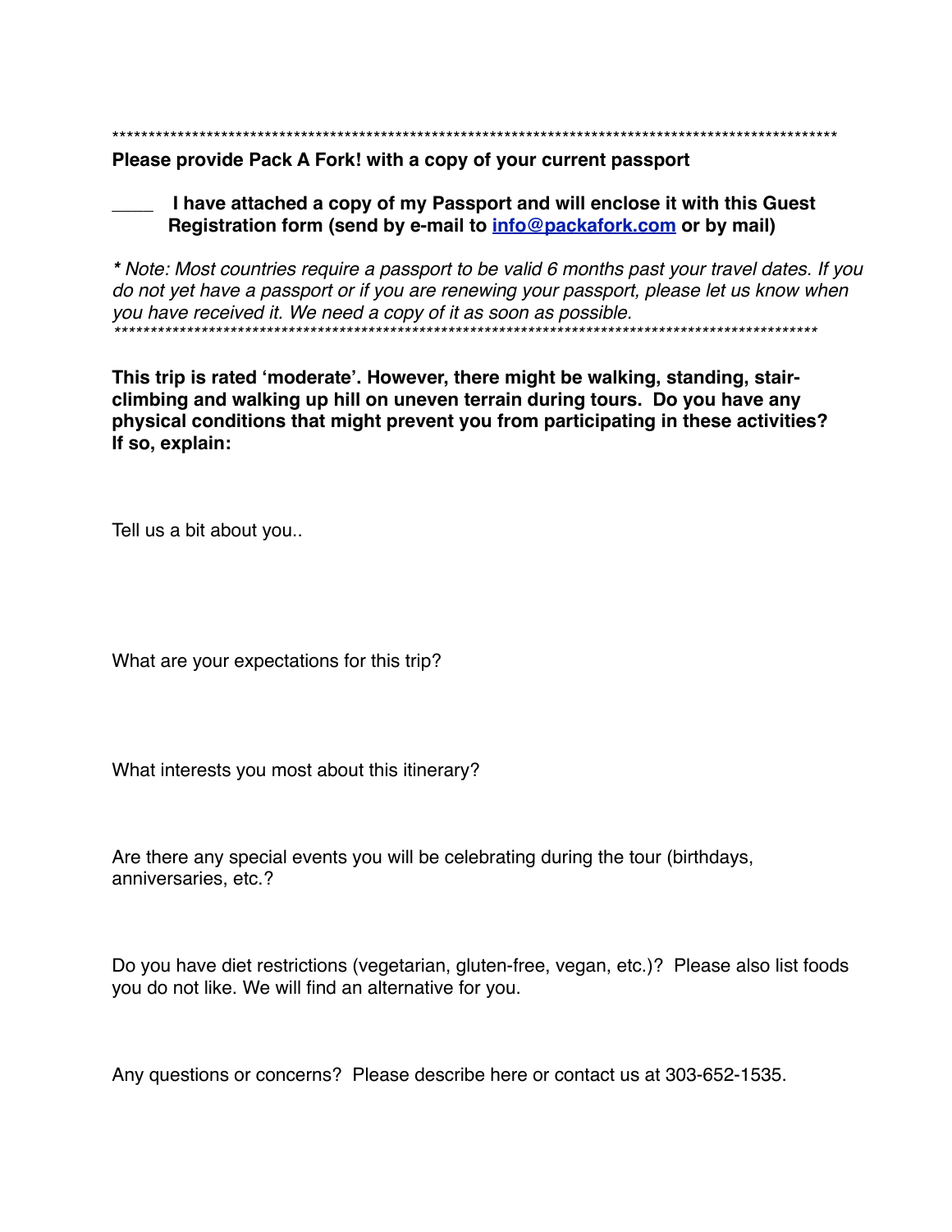****************************************************************************************************

**Please provide Pack A Fork! with a copy of your current passport**

**____ I have attached a copy of my Passport and will enclose it with this Guest Registration form (send by e-mail to [info@packafork.com](mailto:info@packafork.com) or by mail)**

***** *Note: Most countries require a passport to be valid 6 months past your travel dates. If you do not yet have a passport or if you are renewing your passport, please let us know when you have received it. We need a copy of it as soon as possible.*
****************************************************************************************************

**This trip is rated 'moderate'. However, there might be walking, standing, stair-climbing and walking up hill on uneven terrain during tours. Do you have any physical conditions that might prevent you from participating in these activities? If so, explain:**

Tell us a bit about you..

What are your expectations for this trip?

What interests you most about this itinerary?

Are there any special events you will be celebrating during the tour (birthdays, anniversaries, etc.?

Do you have diet restrictions (vegetarian, gluten-free, vegan, etc.)? Please also list foods you do not like. We will find an alternative for you.

Any questions or concerns? Please describe here or contact us at 303-652-1535.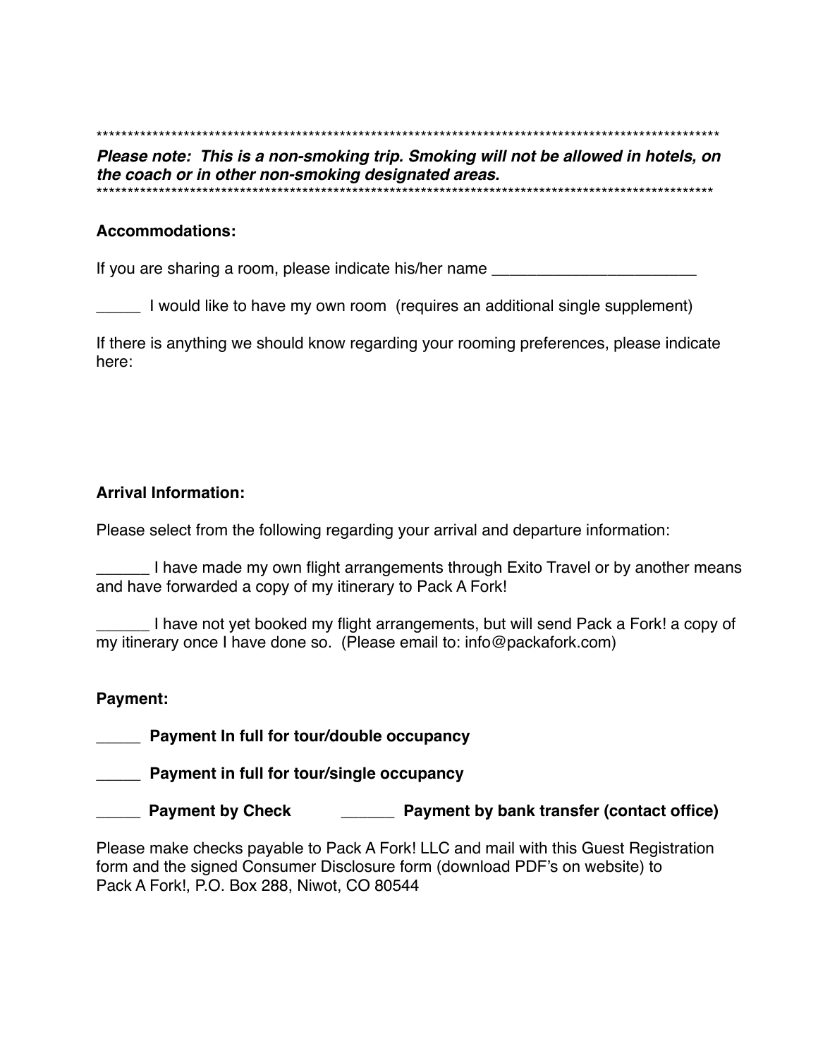****************************************************************************************************

***Please note: This is a non-smoking trip. Smoking will not be allowed in hotels, on the coach or in other non-smoking designated areas.***

****************************************************************************************************

**Accommodations:**

If you are sharing a room, please indicate his/her name _______________________

_____ I would like to have my own room (requires an additional single supplement)

If there is anything we should know regarding your rooming preferences, please indicate here:

**Arrival Information:**

Please select from the following regarding your arrival and departure information:

______ I have made my own flight arrangements through Exito Travel or by another means and have forwarded a copy of my itinerary to Pack A Fork!

______ I have not yet booked my flight arrangements, but will send Pack a Fork! a copy of my itinerary once I have done so. (Please email to: info@packafork.com)

**Payment:**

**_____ Payment In full for tour/double occupancy**

**_____ Payment in full for tour/single occupancy**

**_____ Payment by Check ______ Payment by bank transfer (contact office)**

Please make checks payable to Pack A Fork! LLC and mail with this Guest Registration form and the signed Consumer Disclosure form (download PDF's on website) to
Pack A Fork!, P.O. Box 288, Niwot, CO 80544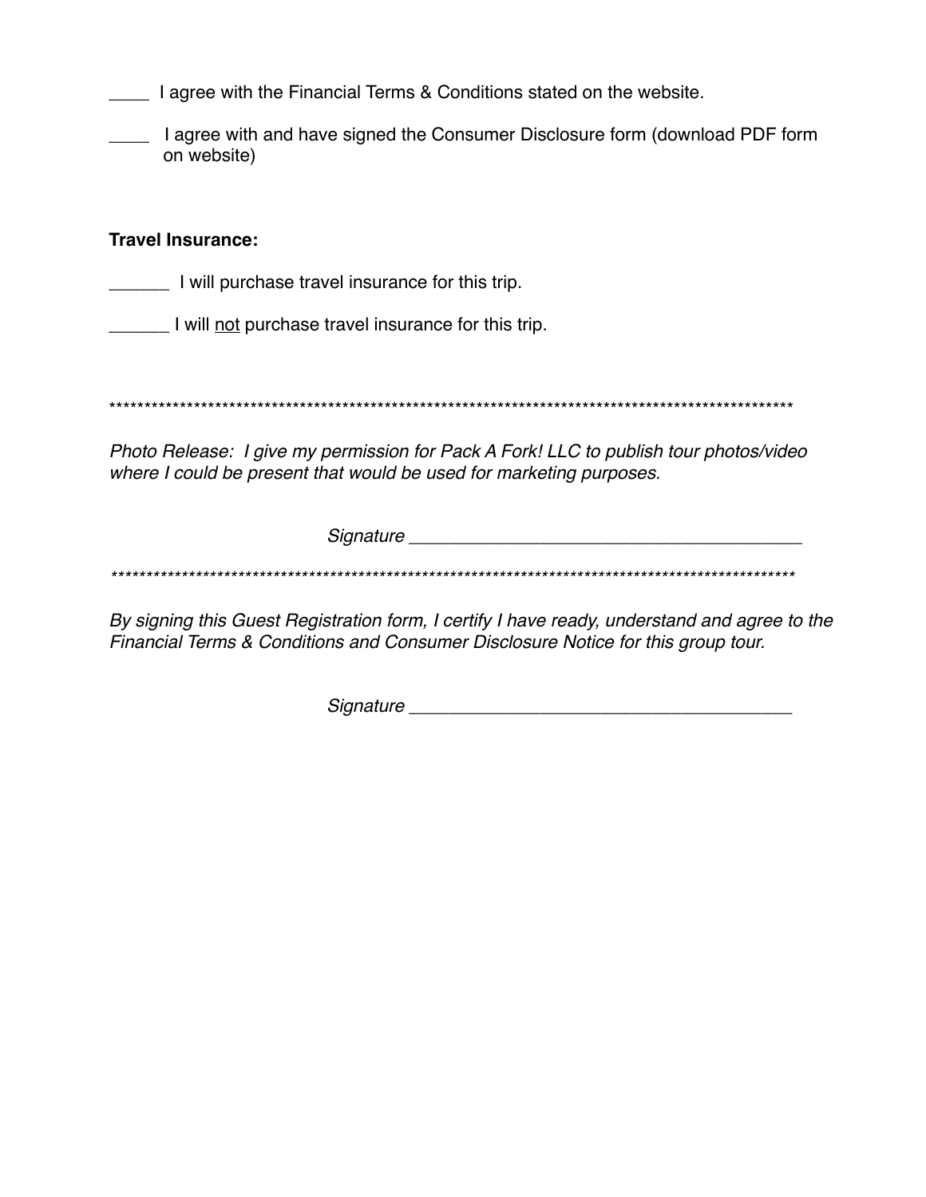____ I agree with the Financial Terms & Conditions stated on the website.

____ I agree with and have signed the Consumer Disclosure form (download PDF form on website)

**Travel Insurance:**

______ I will purchase travel insurance for this trip.

______ I will not purchase travel insurance for this trip.

****************************************************************************************************

*Photo Release: I give my permission for Pack A Fork! LLC to publish tour photos/video where I could be present that would be used for marketing purposes.*

*Signature* _______________________________________

****************************************************************************************************

*By signing this Guest Registration form, I certify I have ready, understand and agree to the Financial Terms & Conditions and Consumer Disclosure Notice for this group tour.*

*Signature* _______________________________________